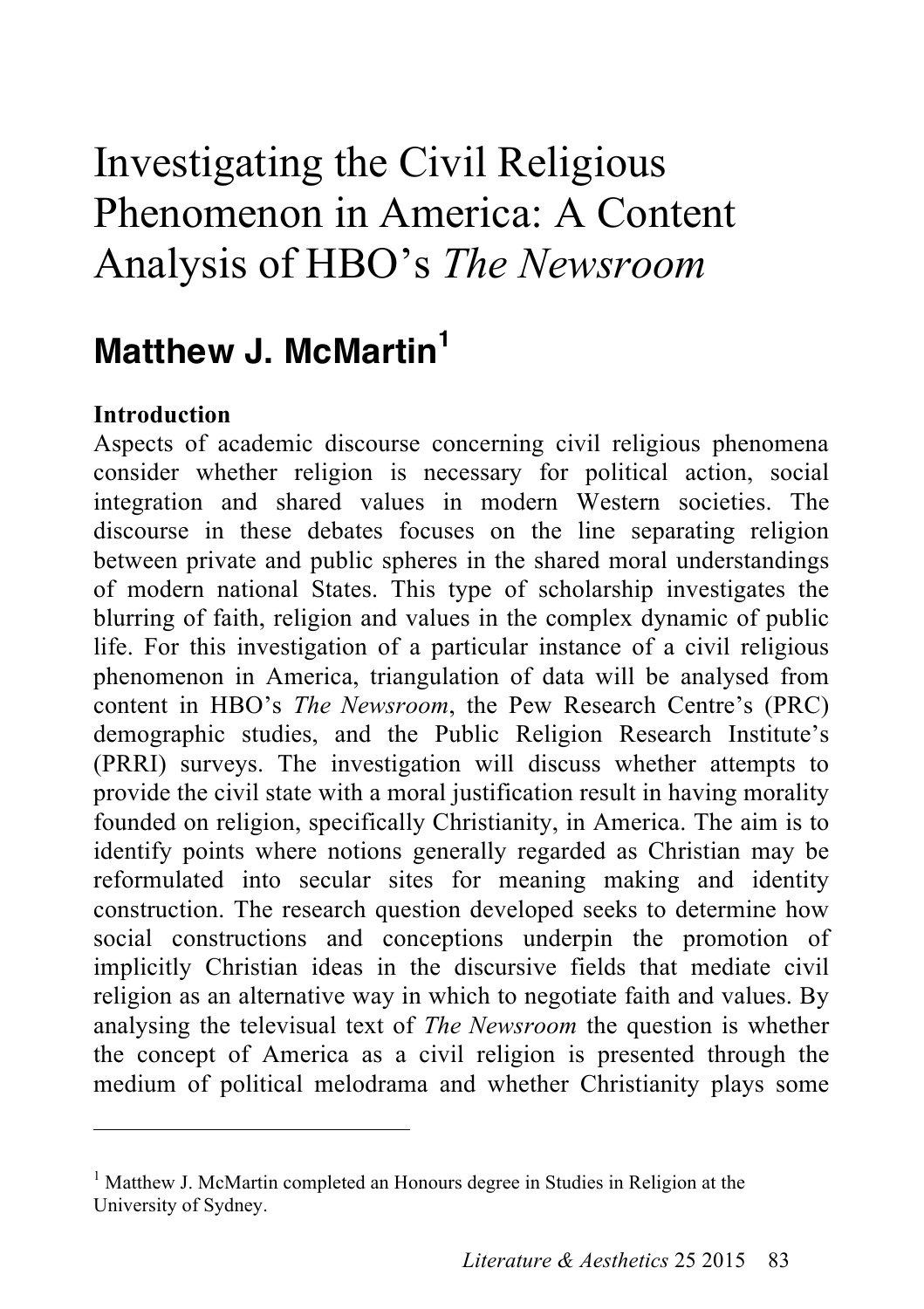# Investigating the Civil Religious Phenomenon in America: A Content Analysis of HBO's *The Newsroom*

## Matthew J. McMartin[1]

**Introduction**

Aspects of academic discourse concerning civil religious phenomena consider whether religion is necessary for political action, social integration and shared values in modern Western societies. The discourse in these debates focuses on the line separating religion between private and public spheres in the shared moral understandings of modern national States. This type of scholarship investigates the blurring of faith, religion and values in the complex dynamic of public life. For this investigation of a particular instance of a civil religious phenomenon in America, triangulation of data will be analysed from content in HBO's *The Newsroom*, the Pew Research Centre's (PRC) demographic studies, and the Public Religion Research Institute's (PRRI) surveys. The investigation will discuss whether attempts to provide the civil state with a moral justification result in having morality founded on religion, specifically Christianity, in America. The aim is to identify points where notions generally regarded as Christian may be reformulated into secular sites for meaning making and identity construction. The research question developed seeks to determine how social constructions and conceptions underpin the promotion of implicitly Christian ideas in the discursive fields that mediate civil religion as an alternative way in which to negotiate faith and values. By analysing the televisual text of *The Newsroom* the question is whether the concept of America as a civil religion is presented through the medium of political melodrama and whether Christianity plays some

[1] Matthew J. McMartin completed an Honours degree in Studies in Religion at the University of Sydney.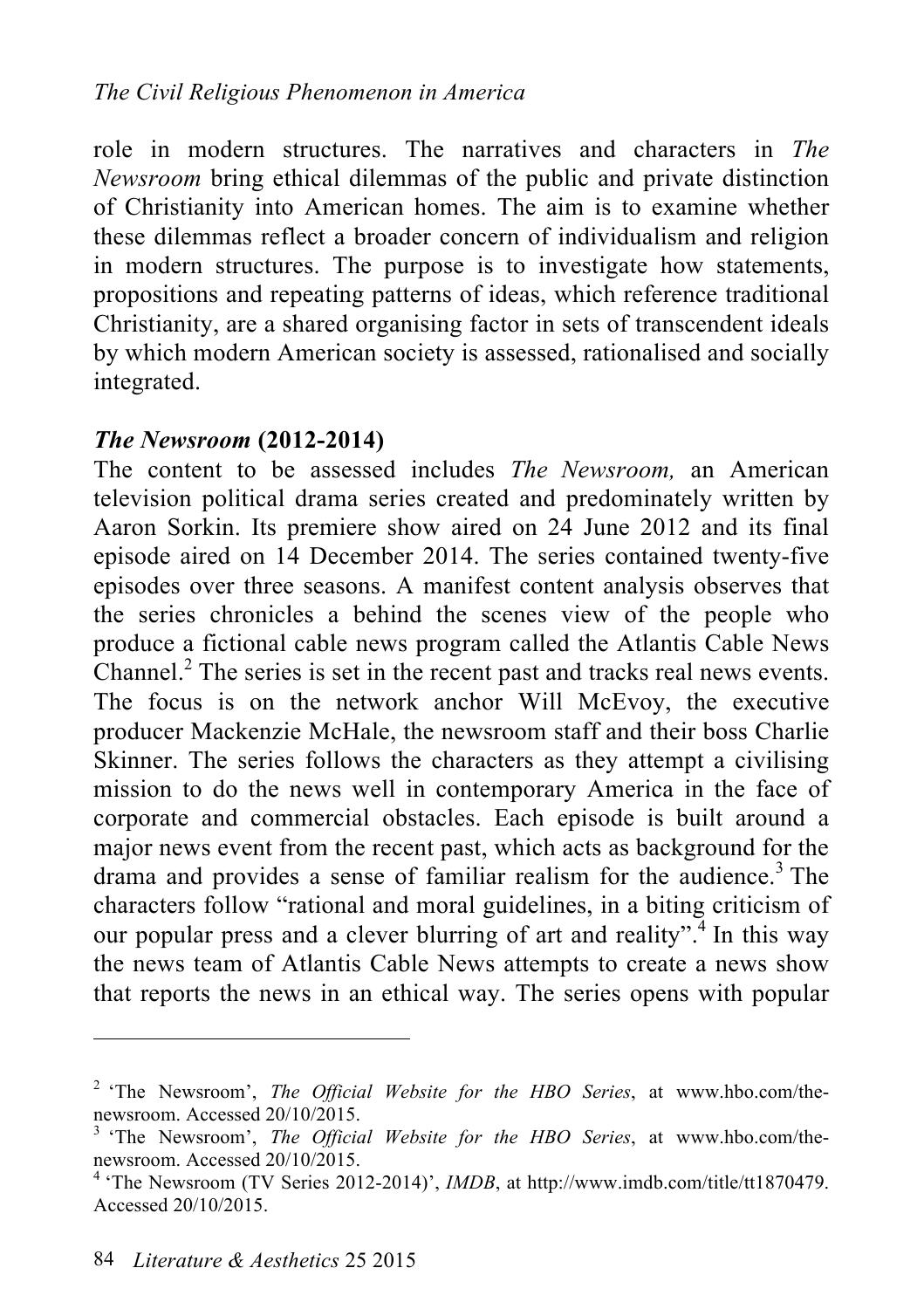role in modern structures. The narratives and characters in *The Newsroom* bring ethical dilemmas of the public and private distinction of Christianity into American homes. The aim is to examine whether these dilemmas reflect a broader concern of individualism and religion in modern structures. The purpose is to investigate how statements, propositions and repeating patterns of ideas, which reference traditional Christianity, are a shared organising factor in sets of transcendent ideals by which modern American society is assessed, rationalised and socially integrated.

### *The Newsroom* (2012-2014)

The content to be assessed includes *The Newsroom,* an American television political drama series created and predominately written by Aaron Sorkin. Its premiere show aired on 24 June 2012 and its final episode aired on 14 December 2014. The series contained twenty-five episodes over three seasons. A manifest content analysis observes that the series chronicles a behind the scenes view of the people who produce a fictional cable news program called the Atlantis Cable News Channel.[2] The series is set in the recent past and tracks real news events. The focus is on the network anchor Will McEvoy, the executive producer Mackenzie McHale, the newsroom staff and their boss Charlie Skinner. The series follows the characters as they attempt a civilising mission to do the news well in contemporary America in the face of corporate and commercial obstacles. Each episode is built around a major news event from the recent past, which acts as background for the drama and provides a sense of familiar realism for the audience.[3] The characters follow "rational and moral guidelines, in a biting criticism of our popular press and a clever blurring of art and reality".[4] In this way the news team of Atlantis Cable News attempts to create a news show that reports the news in an ethical way. The series opens with popular

---

[2] 'The Newsroom', *The Official Website for the HBO Series*, at www.hbo.com/the-newsroom. Accessed 20/10/2015.

[3] 'The Newsroom', *The Official Website for the HBO Series*, at www.hbo.com/the-newsroom. Accessed 20/10/2015.

[4] 'The Newsroom (TV Series 2012-2014)', *IMDB*, at http://www.imdb.com/title/tt1870479. Accessed 20/10/2015.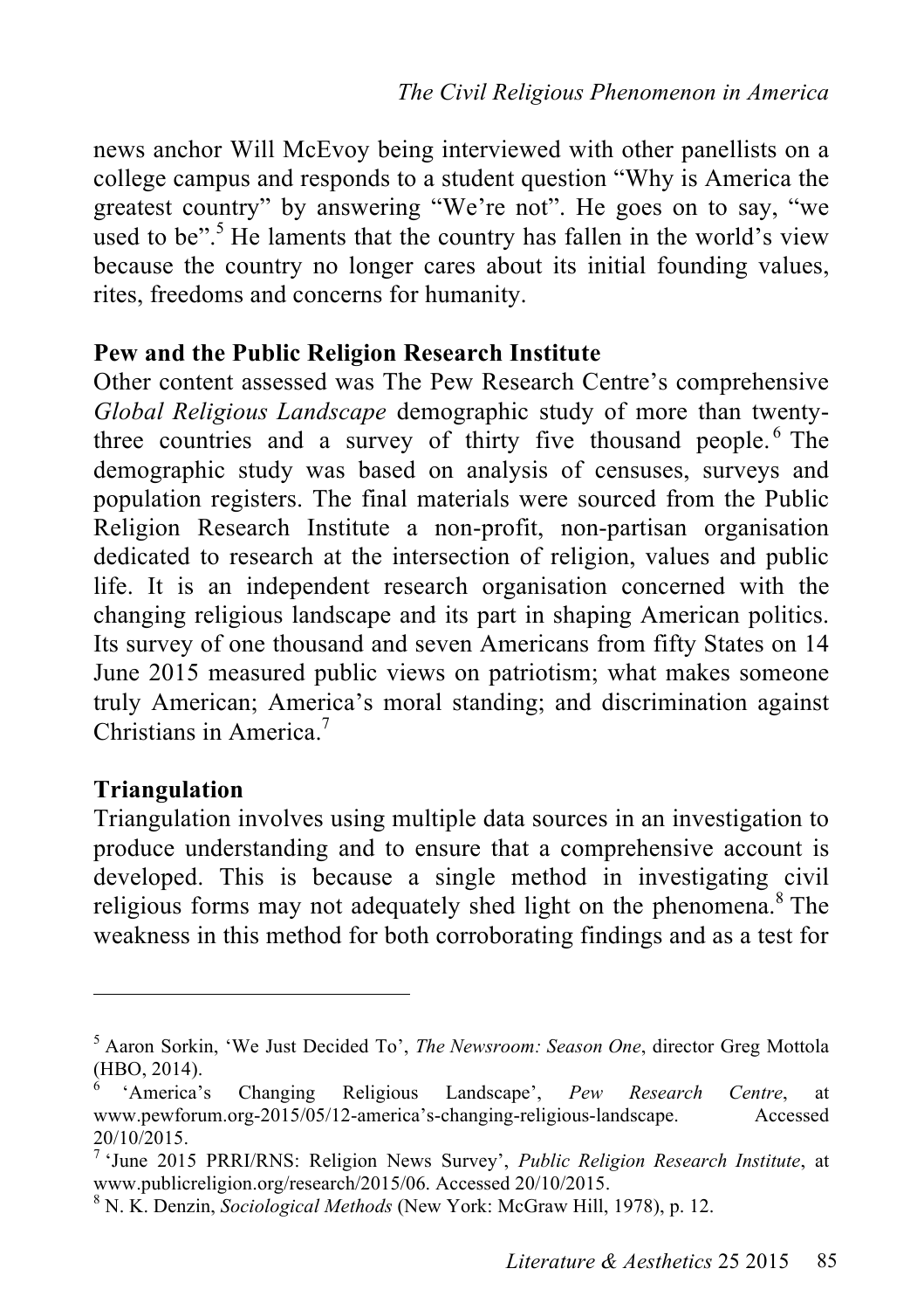news anchor Will McEvoy being interviewed with other panellists on a college campus and responds to a student question "Why is America the greatest country" by answering "We're not". He goes on to say, "we used to be".[5] He laments that the country has fallen in the world's view because the country no longer cares about its initial founding values, rites, freedoms and concerns for humanity.

**Pew and the Public Religion Research Institute**

Other content assessed was The Pew Research Centre's comprehensive *Global Religious Landscape* demographic study of more than twenty-three countries and a survey of thirty five thousand people.[6] The demographic study was based on analysis of censuses, surveys and population registers. The final materials were sourced from the Public Religion Research Institute a non-profit, non-partisan organisation dedicated to research at the intersection of religion, values and public life. It is an independent research organisation concerned with the changing religious landscape and its part in shaping American politics. Its survey of one thousand and seven Americans from fifty States on 14 June 2015 measured public views on patriotism; what makes someone truly American; America's moral standing; and discrimination against Christians in America.[7]

**Triangulation**

Triangulation involves using multiple data sources in an investigation to produce understanding and to ensure that a comprehensive account is developed. This is because a single method in investigating civil religious forms may not adequately shed light on the phenomena.[8] The weakness in this method for both corroborating findings and as a test for

---

[5] Aaron Sorkin, 'We Just Decided To', *The Newsroom: Season One*, director Greg Mottola (HBO, 2014).

[6] 'America's Changing Religious Landscape', *Pew Research Centre*, at www.pewforum.org-2015/05/12-america's-changing-religious-landscape. Accessed 20/10/2015.

[7] 'June 2015 PRRI/RNS: Religion News Survey', *Public Religion Research Institute*, at www.publicreligion.org/research/2015/06. Accessed 20/10/2015.

[8] N. K. Denzin, *Sociological Methods* (New York: McGraw Hill, 1978), p. 12.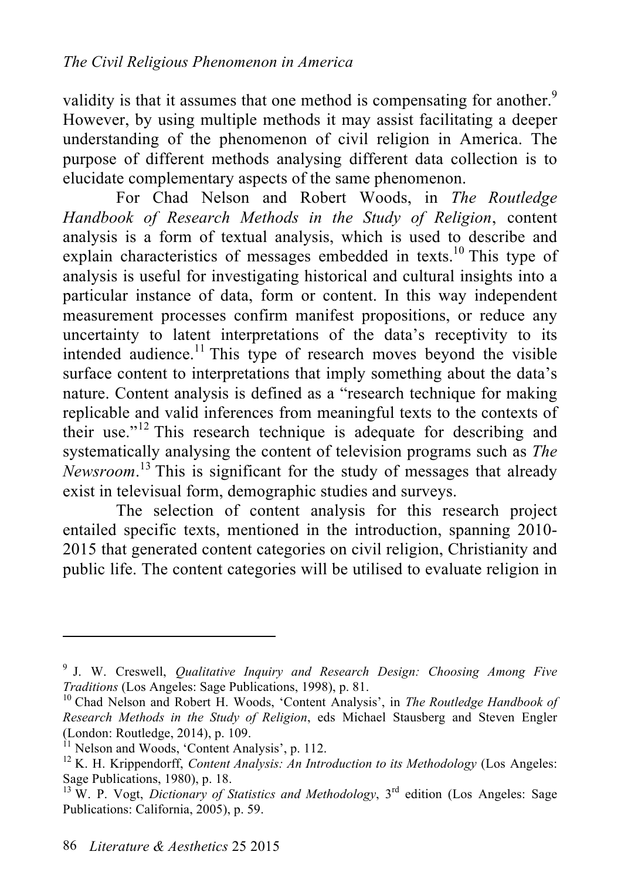validity is that it assumes that one method is compensating for another.[9] However, by using multiple methods it may assist facilitating a deeper understanding of the phenomenon of civil religion in America. The purpose of different methods analysing different data collection is to elucidate complementary aspects of the same phenomenon.

For Chad Nelson and Robert Woods, in *The Routledge Handbook of Research Methods in the Study of Religion*, content analysis is a form of textual analysis, which is used to describe and explain characteristics of messages embedded in texts.[10] This type of analysis is useful for investigating historical and cultural insights into a particular instance of data, form or content. In this way independent measurement processes confirm manifest propositions, or reduce any uncertainty to latent interpretations of the data's receptivity to its intended audience.[11] This type of research moves beyond the visible surface content to interpretations that imply something about the data's nature. Content analysis is defined as a "research technique for making replicable and valid inferences from meaningful texts to the contexts of their use."[12] This research technique is adequate for describing and systematically analysing the content of television programs such as *The Newsroom*.[13] This is significant for the study of messages that already exist in televisual form, demographic studies and surveys.

The selection of content analysis for this research project entailed specific texts, mentioned in the introduction, spanning 2010-2015 that generated content categories on civil religion, Christianity and public life. The content categories will be utilised to evaluate religion in

---

[9] J. W. Creswell, *Qualitative Inquiry and Research Design: Choosing Among Five Traditions* (Los Angeles: Sage Publications, 1998), p. 81.

[10] Chad Nelson and Robert H. Woods, 'Content Analysis', in *The Routledge Handbook of Research Methods in the Study of Religion*, eds Michael Stausberg and Steven Engler (London: Routledge, 2014), p. 109.

[11] Nelson and Woods, 'Content Analysis', p. 112.

[12] K. H. Krippendorff, *Content Analysis: An Introduction to its Methodology* (Los Angeles: Sage Publications, 1980), p. 18.

[13] W. P. Vogt, *Dictionary of Statistics and Methodology*, 3rd edition (Los Angeles: Sage Publications: California, 2005), p. 59.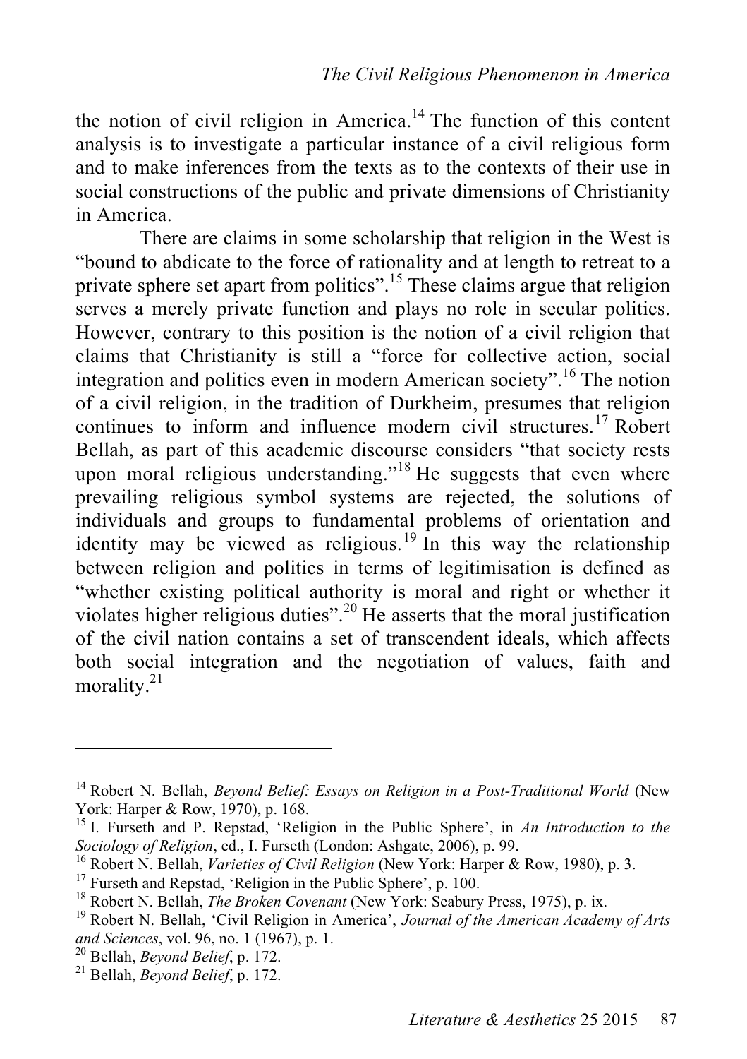the notion of civil religion in America.[14] The function of this content analysis is to investigate a particular instance of a civil religious form and to make inferences from the texts as to the contexts of their use in social constructions of the public and private dimensions of Christianity in America.

There are claims in some scholarship that religion in the West is "bound to abdicate to the force of rationality and at length to retreat to a private sphere set apart from politics".[15] These claims argue that religion serves a merely private function and plays no role in secular politics. However, contrary to this position is the notion of a civil religion that claims that Christianity is still a "force for collective action, social integration and politics even in modern American society".[16] The notion of a civil religion, in the tradition of Durkheim, presumes that religion continues to inform and influence modern civil structures.[17] Robert Bellah, as part of this academic discourse considers "that society rests upon moral religious understanding."[18] He suggests that even where prevailing religious symbol systems are rejected, the solutions of individuals and groups to fundamental problems of orientation and identity may be viewed as religious.[19] In this way the relationship between religion and politics in terms of legitimisation is defined as "whether existing political authority is moral and right or whether it violates higher religious duties".[20] He asserts that the moral justification of the civil nation contains a set of transcendent ideals, which affects both social integration and the negotiation of values, faith and morality.[21]

---

[14] Robert N. Bellah, *Beyond Belief: Essays on Religion in a Post-Traditional World* (New York: Harper & Row, 1970), p. 168.

[15] I. Furseth and P. Repstad, 'Religion in the Public Sphere', in *An Introduction to the Sociology of Religion*, ed., I. Furseth (London: Ashgate, 2006), p. 99.

[16] Robert N. Bellah, *Varieties of Civil Religion* (New York: Harper & Row, 1980), p. 3.

[17] Furseth and Repstad, 'Religion in the Public Sphere', p. 100.

[18] Robert N. Bellah, *The Broken Covenant* (New York: Seabury Press, 1975), p. ix.

[19] Robert N. Bellah, 'Civil Religion in America', *Journal of the American Academy of Arts and Sciences*, vol. 96, no. 1 (1967), p. 1.

[20] Bellah, *Beyond Belief*, p. 172.

[21] Bellah, *Beyond Belief*, p. 172.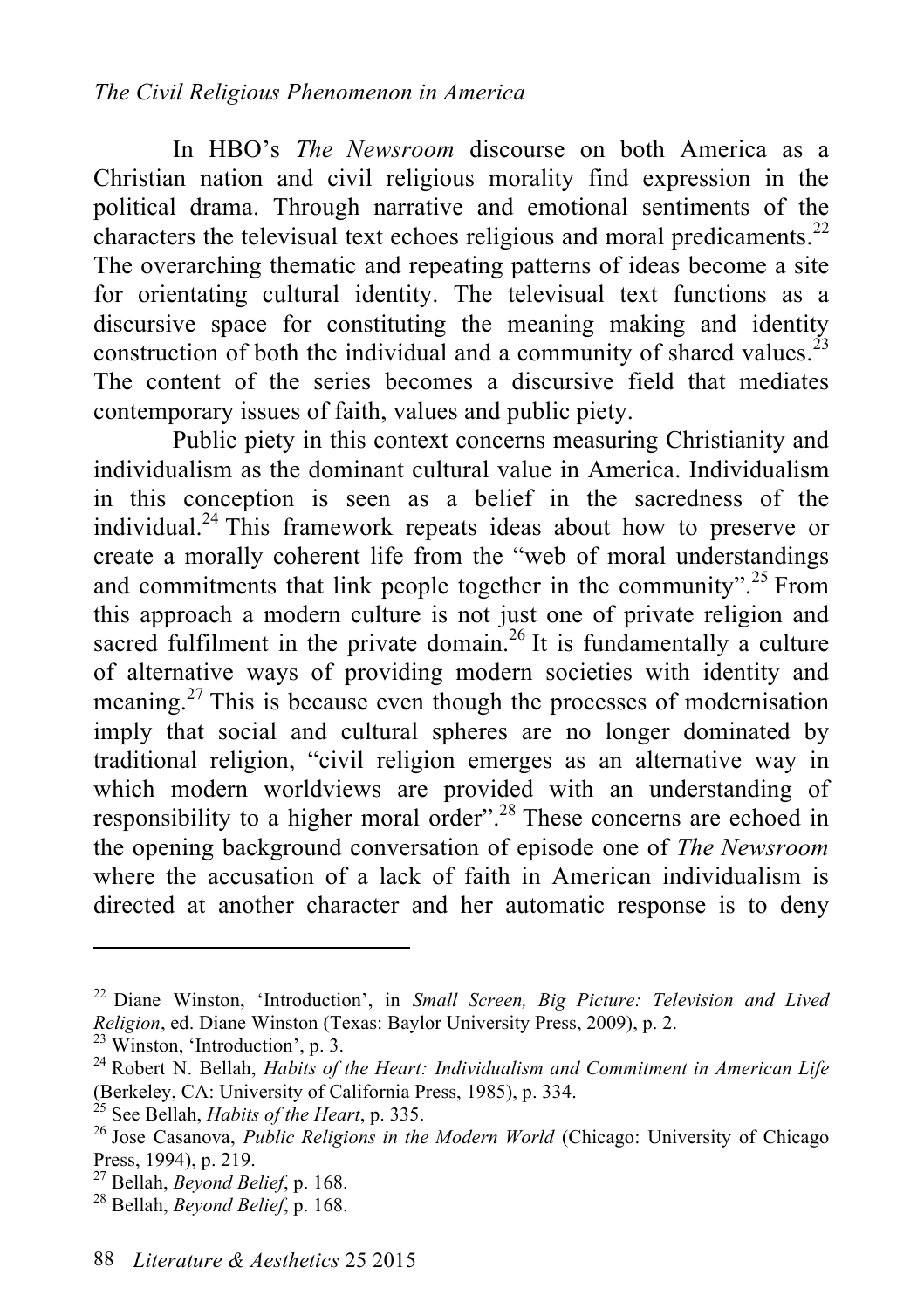In HBO's *The Newsroom* discourse on both America as a Christian nation and civil religious morality find expression in the political drama. Through narrative and emotional sentiments of the characters the televisual text echoes religious and moral predicaments.[22] The overarching thematic and repeating patterns of ideas become a site for orientating cultural identity. The televisual text functions as a discursive space for constituting the meaning making and identity construction of both the individual and a community of shared values.[23] The content of the series becomes a discursive field that mediates contemporary issues of faith, values and public piety.

Public piety in this context concerns measuring Christianity and individualism as the dominant cultural value in America. Individualism in this conception is seen as a belief in the sacredness of the individual.[24] This framework repeats ideas about how to preserve or create a morally coherent life from the "web of moral understandings and commitments that link people together in the community".[25] From this approach a modern culture is not just one of private religion and sacred fulfilment in the private domain.[26] It is fundamentally a culture of alternative ways of providing modern societies with identity and meaning.[27] This is because even though the processes of modernisation imply that social and cultural spheres are no longer dominated by traditional religion, "civil religion emerges as an alternative way in which modern worldviews are provided with an understanding of responsibility to a higher moral order".[28] These concerns are echoed in the opening background conversation of episode one of *The Newsroom* where the accusation of a lack of faith in American individualism is directed at another character and her automatic response is to deny

---

[22] Diane Winston, 'Introduction', in *Small Screen, Big Picture: Television and Lived Religion*, ed. Diane Winston (Texas: Baylor University Press, 2009), p. 2.

[23] Winston, 'Introduction', p. 3.

[24] Robert N. Bellah, *Habits of the Heart: Individualism and Commitment in American Life* (Berkeley, CA: University of California Press, 1985), p. 334.

[25] See Bellah, *Habits of the Heart*, p. 335.

[26] Jose Casanova, *Public Religions in the Modern World* (Chicago: University of Chicago Press, 1994), p. 219.

[27] Bellah, *Beyond Belief*, p. 168.

[28] Bellah, *Beyond Belief*, p. 168.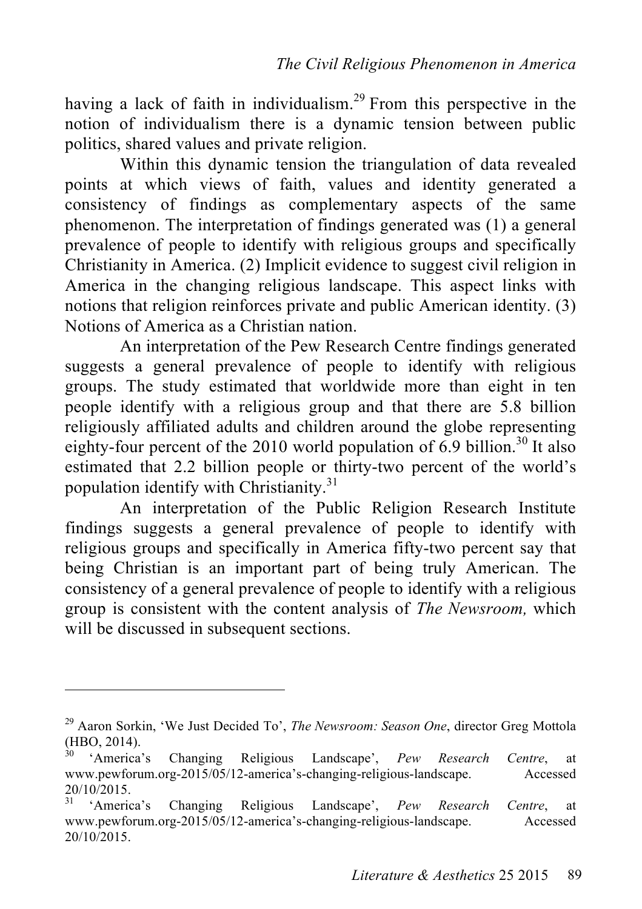having a lack of faith in individualism.[29] From this perspective in the notion of individualism there is a dynamic tension between public politics, shared values and private religion.

Within this dynamic tension the triangulation of data revealed points at which views of faith, values and identity generated a consistency of findings as complementary aspects of the same phenomenon. The interpretation of findings generated was (1) a general prevalence of people to identify with religious groups and specifically Christianity in America. (2) Implicit evidence to suggest civil religion in America in the changing religious landscape. This aspect links with notions that religion reinforces private and public American identity. (3) Notions of America as a Christian nation.

An interpretation of the Pew Research Centre findings generated suggests a general prevalence of people to identify with religious groups. The study estimated that worldwide more than eight in ten people identify with a religious group and that there are 5.8 billion religiously affiliated adults and children around the globe representing eighty-four percent of the 2010 world population of 6.9 billion.[30] It also estimated that 2.2 billion people or thirty-two percent of the world's population identify with Christianity.[31]

An interpretation of the Public Religion Research Institute findings suggests a general prevalence of people to identify with religious groups and specifically in America fifty-two percent say that being Christian is an important part of being truly American. The consistency of a general prevalence of people to identify with a religious group is consistent with the content analysis of *The Newsroom,* which will be discussed in subsequent sections.

---

[29] Aaron Sorkin, 'We Just Decided To', *The Newsroom: Season One*, director Greg Mottola (HBO, 2014).

[30] 'America's Changing Religious Landscape', *Pew Research Centre*, at www.pewforum.org-2015/05/12-america's-changing-religious-landscape. Accessed 20/10/2015.

[31] 'America's Changing Religious Landscape', *Pew Research Centre*, at www.pewforum.org-2015/05/12-america's-changing-religious-landscape. Accessed 20/10/2015.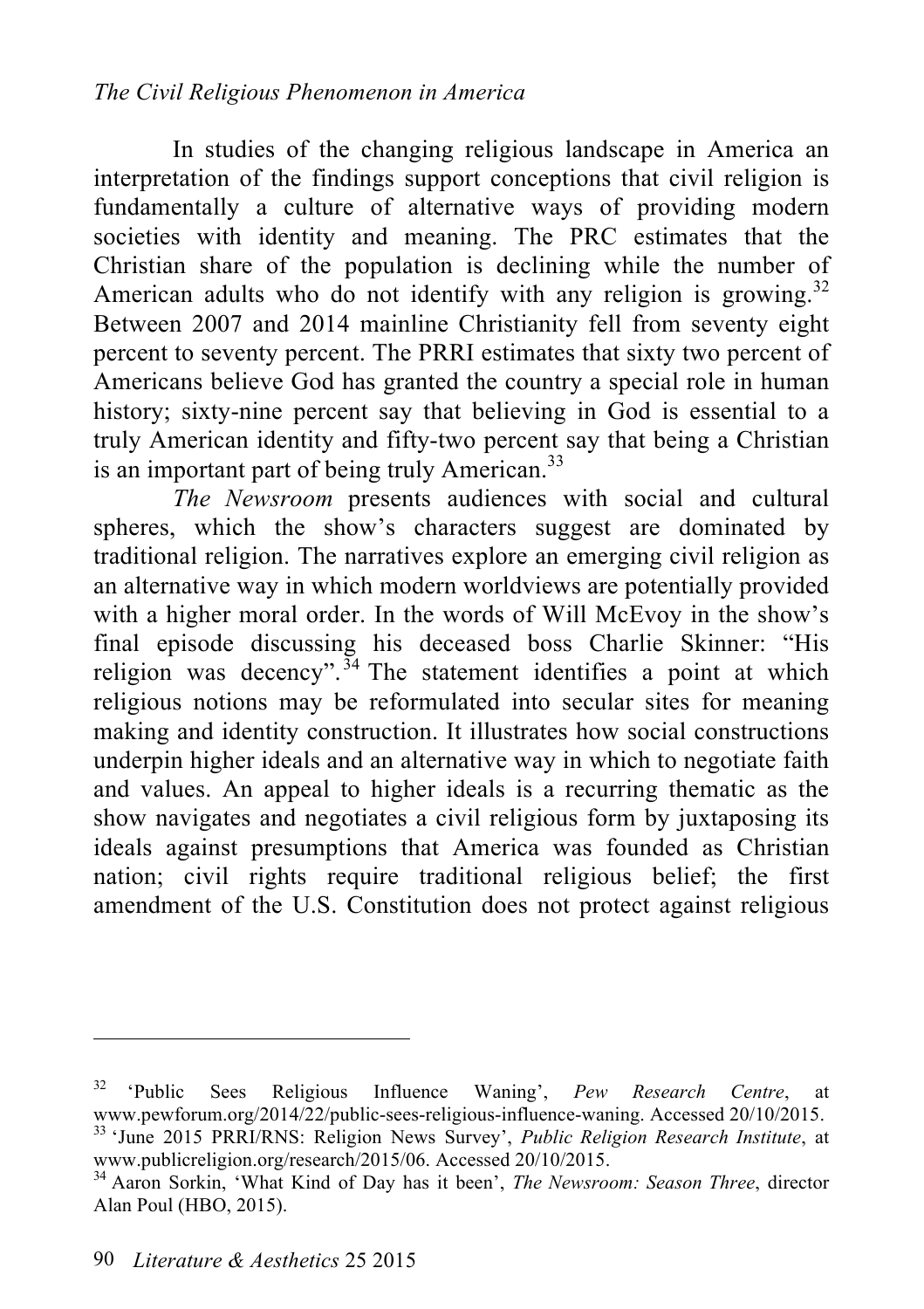In studies of the changing religious landscape in America an interpretation of the findings support conceptions that civil religion is fundamentally a culture of alternative ways of providing modern societies with identity and meaning. The PRC estimates that the Christian share of the population is declining while the number of American adults who do not identify with any religion is growing.[32] Between 2007 and 2014 mainline Christianity fell from seventy eight percent to seventy percent. The PRRI estimates that sixty two percent of Americans believe God has granted the country a special role in human history; sixty-nine percent say that believing in God is essential to a truly American identity and fifty-two percent say that being a Christian is an important part of being truly American.[33]

*The Newsroom* presents audiences with social and cultural spheres, which the show's characters suggest are dominated by traditional religion. The narratives explore an emerging civil religion as an alternative way in which modern worldviews are potentially provided with a higher moral order. In the words of Will McEvoy in the show's final episode discussing his deceased boss Charlie Skinner: "His religion was decency".[34] The statement identifies a point at which religious notions may be reformulated into secular sites for meaning making and identity construction. It illustrates how social constructions underpin higher ideals and an alternative way in which to negotiate faith and values. An appeal to higher ideals is a recurring thematic as the show navigates and negotiates a civil religious form by juxtaposing its ideals against presumptions that America was founded as Christian nation; civil rights require traditional religious belief; the first amendment of the U.S. Constitution does not protect against religious

---

[32] 'Public Sees Religious Influence Waning', *Pew Research Centre*, at www.pewforum.org/2014/22/public-sees-religious-influence-waning. Accessed 20/10/2015.

[33] 'June 2015 PRRI/RNS: Religion News Survey', *Public Religion Research Institute*, at www.publicreligion.org/research/2015/06. Accessed 20/10/2015.

[34] Aaron Sorkin, 'What Kind of Day has it been', *The Newsroom: Season Three*, director Alan Poul (HBO, 2015).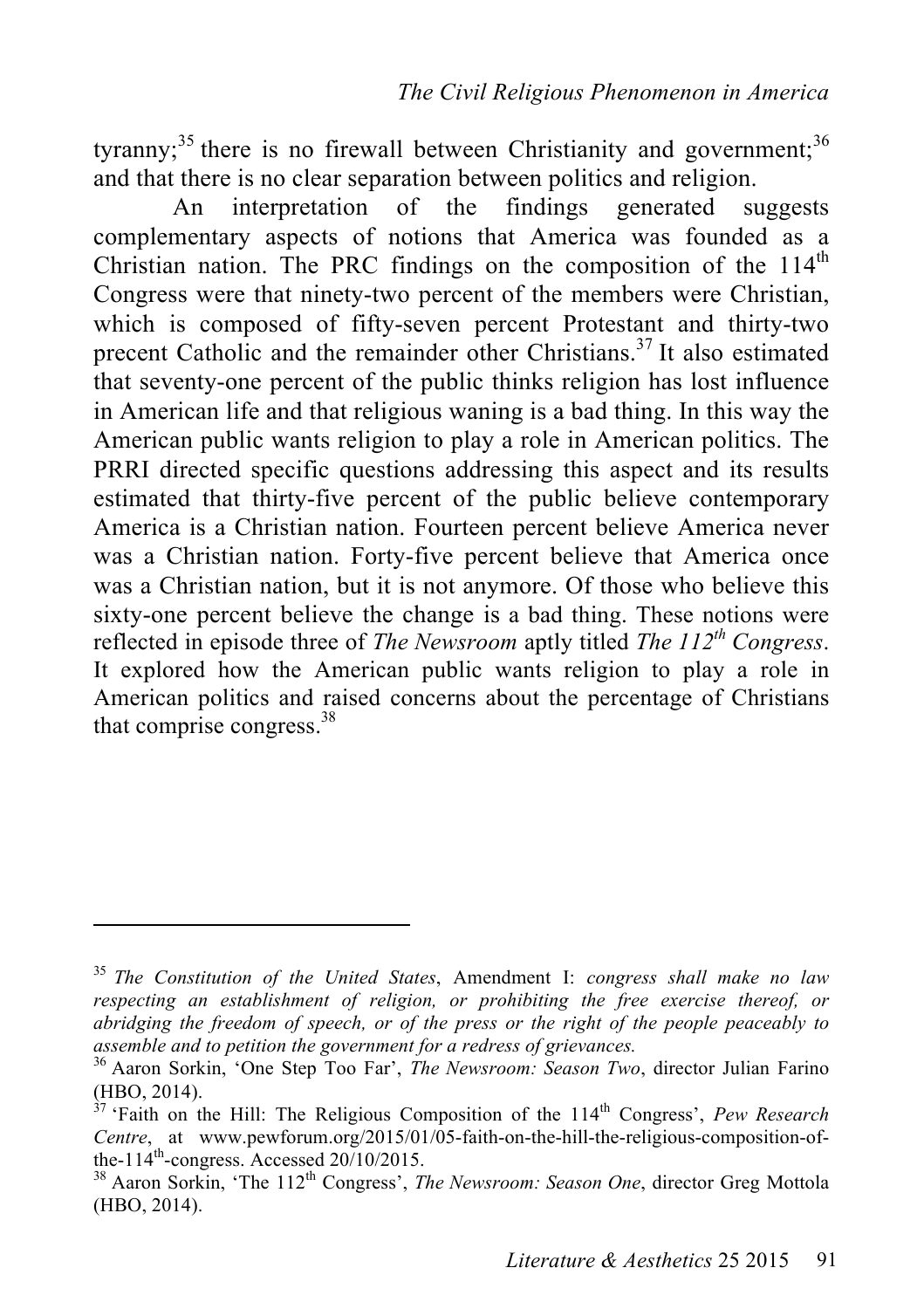tyranny;[35] there is no firewall between Christianity and government;[36] and that there is no clear separation between politics and religion.

An interpretation of the findings generated suggests complementary aspects of notions that America was founded as a Christian nation. The PRC findings on the composition of the 114th Congress were that ninety-two percent of the members were Christian, which is composed of fifty-seven percent Protestant and thirty-two precent Catholic and the remainder other Christians.[37] It also estimated that seventy-one percent of the public thinks religion has lost influence in American life and that religious waning is a bad thing. In this way the American public wants religion to play a role in American politics. The PRRI directed specific questions addressing this aspect and its results estimated that thirty-five percent of the public believe contemporary America is a Christian nation. Fourteen percent believe America never was a Christian nation. Forty-five percent believe that America once was a Christian nation, but it is not anymore. Of those who believe this sixty-one percent believe the change is a bad thing. These notions were reflected in episode three of *The Newsroom* aptly titled *The 112th Congress*. It explored how the American public wants religion to play a role in American politics and raised concerns about the percentage of Christians that comprise congress.[38]

---

[35] *The Constitution of the United States*, Amendment I: *congress shall make no law respecting an establishment of religion, or prohibiting the free exercise thereof, or abridging the freedom of speech, or of the press or the right of the people peaceably to assemble and to petition the government for a redress of grievances.*

[36] Aaron Sorkin, 'One Step Too Far', *The Newsroom: Season Two*, director Julian Farino (HBO, 2014).

[37] 'Faith on the Hill: The Religious Composition of the 114th Congress', *Pew Research Centre*, at www.pewforum.org/2015/01/05-faith-on-the-hill-the-religious-composition-of-the-114th-congress. Accessed 20/10/2015.

[38] Aaron Sorkin, 'The 112th Congress', *The Newsroom: Season One*, director Greg Mottola (HBO, 2014).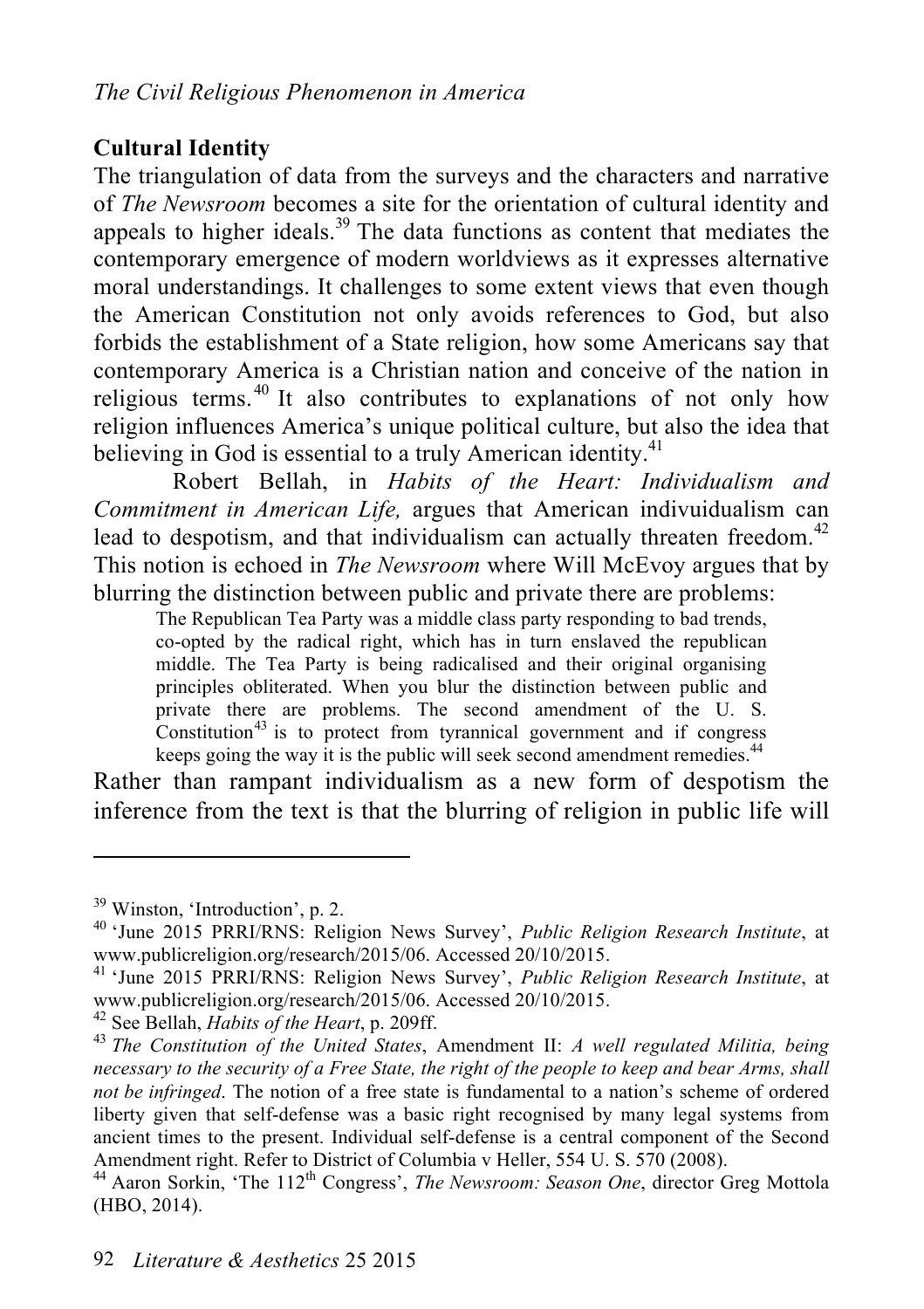## Cultural Identity

The triangulation of data from the surveys and the characters and narrative of *The Newsroom* becomes a site for the orientation of cultural identity and appeals to higher ideals.[39] The data functions as content that mediates the contemporary emergence of modern worldviews as it expresses alternative moral understandings. It challenges to some extent views that even though the American Constitution not only avoids references to God, but also forbids the establishment of a State religion, how some Americans say that contemporary America is a Christian nation and conceive of the nation in religious terms.[40] It also contributes to explanations of not only how religion influences America's unique political culture, but also the idea that believing in God is essential to a truly American identity.[41]

Robert Bellah, in *Habits of the Heart: Individualism and Commitment in American Life,* argues that American indivuidualism can lead to despotism, and that individualism can actually threaten freedom.[42] This notion is echoed in *The Newsroom* where Will McEvoy argues that by blurring the distinction between public and private there are problems:

> The Republican Tea Party was a middle class party responding to bad trends, co-opted by the radical right, which has in turn enslaved the republican middle. The Tea Party is being radicalised and their original organising principles obliterated. When you blur the distinction between public and private there are problems. The second amendment of the U. S. Constitution[43] is to protect from tyrannical government and if congress keeps going the way it is the public will seek second amendment remedies.[44]

Rather than rampant individualism as a new form of despotism the inference from the text is that the blurring of religion in public life will

---

[39] Winston, 'Introduction', p. 2.

[40] 'June 2015 PRRI/RNS: Religion News Survey', *Public Religion Research Institute*, at www.publicreligion.org/research/2015/06. Accessed 20/10/2015.

[41] 'June 2015 PRRI/RNS: Religion News Survey', *Public Religion Research Institute*, at www.publicreligion.org/research/2015/06. Accessed 20/10/2015.

[42] See Bellah, *Habits of the Heart*, p. 209ff.

[43] *The Constitution of the United States*, Amendment II: *A well regulated Militia, being necessary to the security of a Free State, the right of the people to keep and bear Arms, shall not be infringed*. The notion of a free state is fundamental to a nation's scheme of ordered liberty given that self-defense was a basic right recognised by many legal systems from ancient times to the present. Individual self-defense is a central component of the Second Amendment right. Refer to District of Columbia v Heller, 554 U. S. 570 (2008).

[44] Aaron Sorkin, 'The 112th Congress', *The Newsroom: Season One*, director Greg Mottola (HBO, 2014).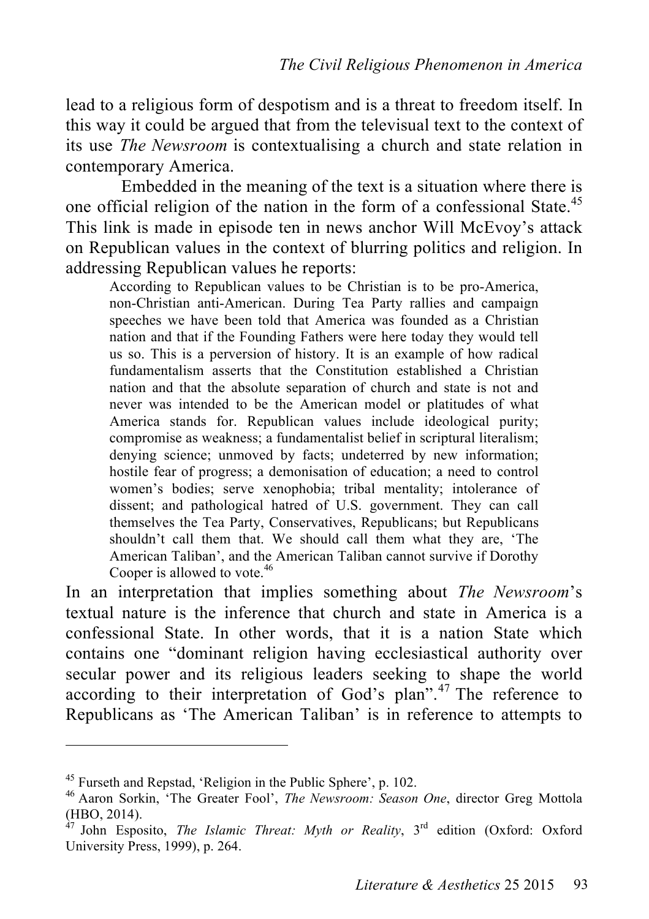lead to a religious form of despotism and is a threat to freedom itself. In this way it could be argued that from the televisual text to the context of its use *The Newsroom* is contextualising a church and state relation in contemporary America.

Embedded in the meaning of the text is a situation where there is one official religion of the nation in the form of a confessional State.[45] This link is made in episode ten in news anchor Will McEvoy's attack on Republican values in the context of blurring politics and religion. In addressing Republican values he reports:

> According to Republican values to be Christian is to be pro-America, non-Christian anti-American. During Tea Party rallies and campaign speeches we have been told that America was founded as a Christian nation and that if the Founding Fathers were here today they would tell us so. This is a perversion of history. It is an example of how radical fundamentalism asserts that the Constitution established a Christian nation and that the absolute separation of church and state is not and never was intended to be the American model or platitudes of what America stands for. Republican values include ideological purity; compromise as weakness; a fundamentalist belief in scriptural literalism; denying science; unmoved by facts; undeterred by new information; hostile fear of progress; a demonisation of education; a need to control women's bodies; serve xenophobia; tribal mentality; intolerance of dissent; and pathological hatred of U.S. government. They can call themselves the Tea Party, Conservatives, Republicans; but Republicans shouldn't call them that. We should call them what they are, 'The American Taliban', and the American Taliban cannot survive if Dorothy Cooper is allowed to vote.[46]

In an interpretation that implies something about *The Newsroom*'s textual nature is the inference that church and state in America is a confessional State. In other words, that it is a nation State which contains one "dominant religion having ecclesiastical authority over secular power and its religious leaders seeking to shape the world according to their interpretation of God's plan".[47] The reference to Republicans as 'The American Taliban' is in reference to attempts to

---

[45] Furseth and Repstad, 'Religion in the Public Sphere', p. 102.

[46] Aaron Sorkin, 'The Greater Fool', *The Newsroom: Season One*, director Greg Mottola (HBO, 2014).

[47] John Esposito, *The Islamic Threat: Myth or Reality*, 3rd edition (Oxford: Oxford University Press, 1999), p. 264.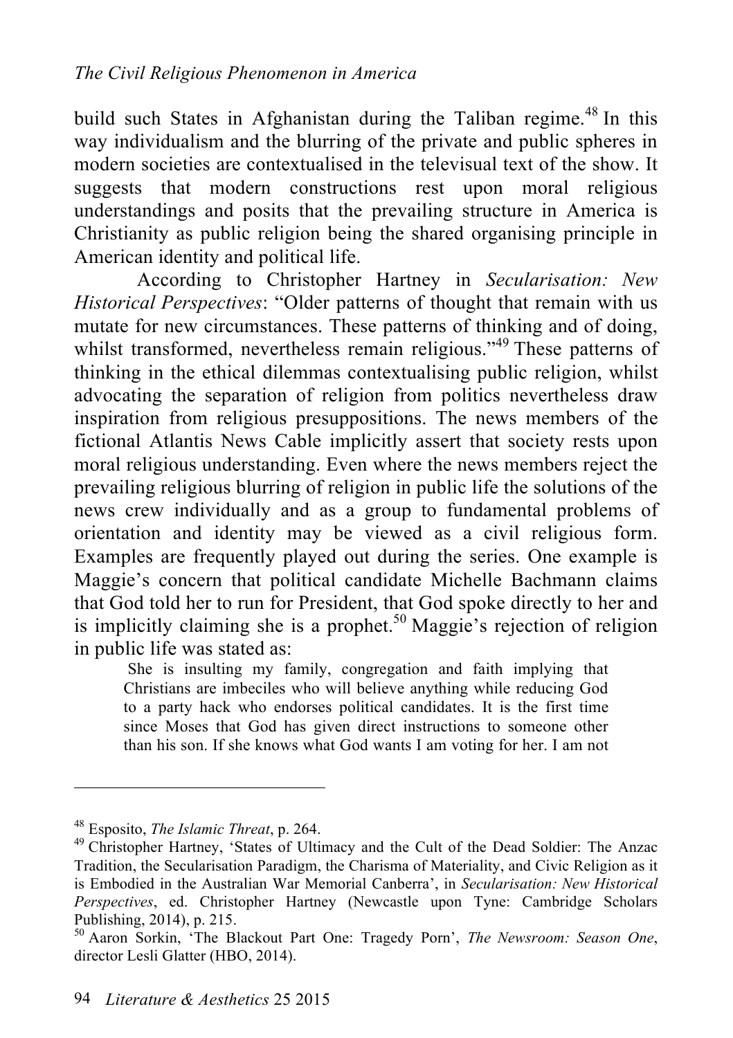build such States in Afghanistan during the Taliban regime.[48] In this way individualism and the blurring of the private and public spheres in modern societies are contextualised in the televisual text of the show. It suggests that modern constructions rest upon moral religious understandings and posits that the prevailing structure in America is Christianity as public religion being the shared organising principle in American identity and political life.

According to Christopher Hartney in *Secularisation: New Historical Perspectives*: "Older patterns of thought that remain with us mutate for new circumstances. These patterns of thinking and of doing, whilst transformed, nevertheless remain religious."[49] These patterns of thinking in the ethical dilemmas contextualising public religion, whilst advocating the separation of religion from politics nevertheless draw inspiration from religious presuppositions. The news members of the fictional Atlantis News Cable implicitly assert that society rests upon moral religious understanding. Even where the news members reject the prevailing religious blurring of religion in public life the solutions of the news crew individually and as a group to fundamental problems of orientation and identity may be viewed as a civil religious form. Examples are frequently played out during the series. One example is Maggie's concern that political candidate Michelle Bachmann claims that God told her to run for President, that God spoke directly to her and is implicitly claiming she is a prophet.[50] Maggie's rejection of religion in public life was stated as:

> She is insulting my family, congregation and faith implying that Christians are imbeciles who will believe anything while reducing God to a party hack who endorses political candidates. It is the first time since Moses that God has given direct instructions to someone other than his son. If she knows what God wants I am voting for her. I am not

---

[48] Esposito, *The Islamic Threat*, p. 264.

[49] Christopher Hartney, 'States of Ultimacy and the Cult of the Dead Soldier: The Anzac Tradition, the Secularisation Paradigm, the Charisma of Materiality, and Civic Religion as it is Embodied in the Australian War Memorial Canberra', in *Secularisation: New Historical Perspectives*, ed. Christopher Hartney (Newcastle upon Tyne: Cambridge Scholars Publishing, 2014), p. 215.

[50] Aaron Sorkin, 'The Blackout Part One: Tragedy Porn', *The Newsroom: Season One*, director Lesli Glatter (HBO, 2014).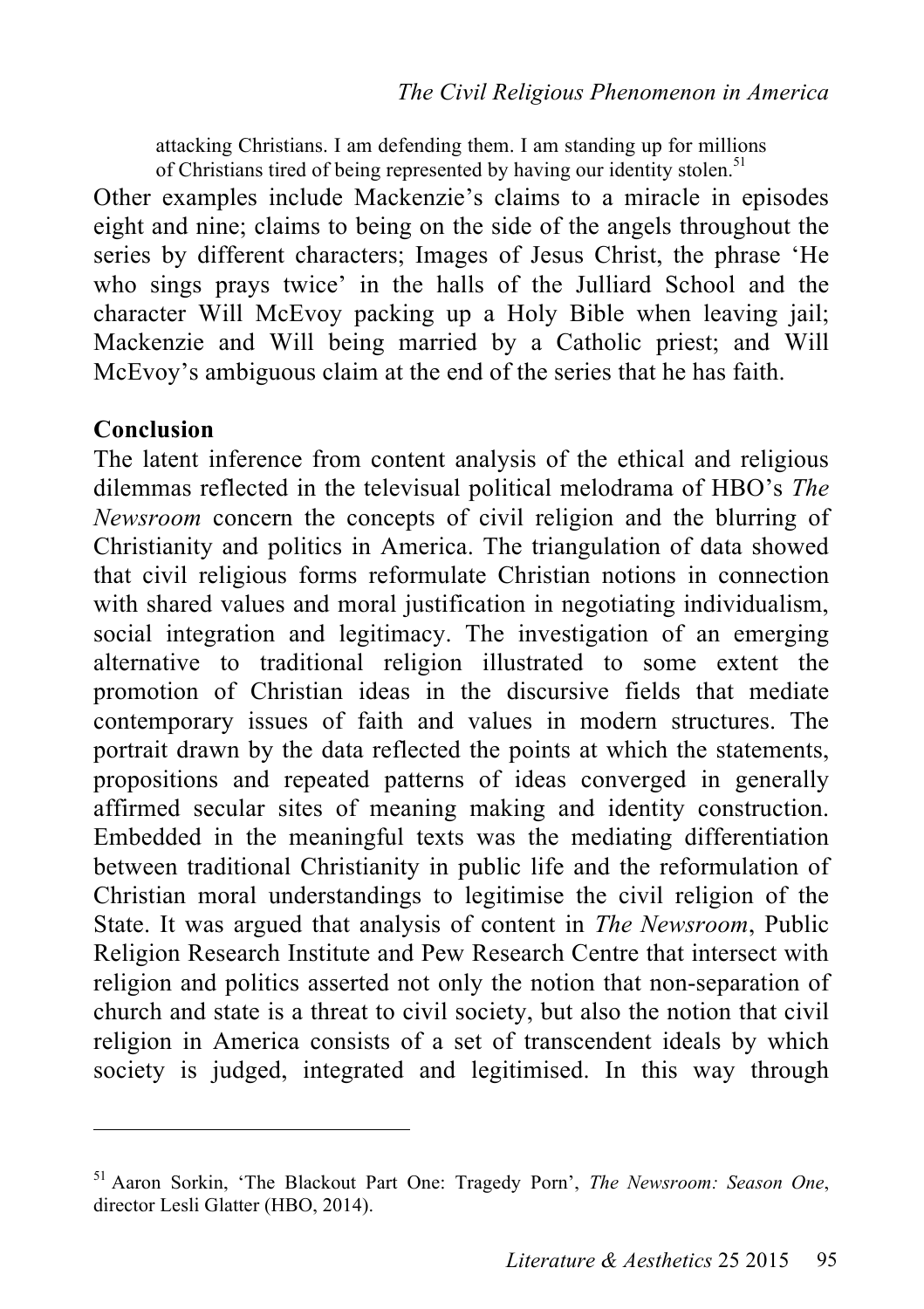> attacking Christians. I am defending them. I am standing up for millions of Christians tired of being represented by having our identity stolen.[51]

Other examples include Mackenzie's claims to a miracle in episodes eight and nine; claims to being on the side of the angels throughout the series by different characters; Images of Jesus Christ, the phrase 'He who sings prays twice' in the halls of the Julliard School and the character Will McEvoy packing up a Holy Bible when leaving jail; Mackenzie and Will being married by a Catholic priest; and Will McEvoy's ambiguous claim at the end of the series that he has faith.

## Conclusion

The latent inference from content analysis of the ethical and religious dilemmas reflected in the televisual political melodrama of HBO's *The Newsroom* concern the concepts of civil religion and the blurring of Christianity and politics in America. The triangulation of data showed that civil religious forms reformulate Christian notions in connection with shared values and moral justification in negotiating individualism, social integration and legitimacy. The investigation of an emerging alternative to traditional religion illustrated to some extent the promotion of Christian ideas in the discursive fields that mediate contemporary issues of faith and values in modern structures. The portrait drawn by the data reflected the points at which the statements, propositions and repeated patterns of ideas converged in generally affirmed secular sites of meaning making and identity construction. Embedded in the meaningful texts was the mediating differentiation between traditional Christianity in public life and the reformulation of Christian moral understandings to legitimise the civil religion of the State. It was argued that analysis of content in *The Newsroom*, Public Religion Research Institute and Pew Research Centre that intersect with religion and politics asserted not only the notion that non-separation of church and state is a threat to civil society, but also the notion that civil religion in America consists of a set of transcendent ideals by which society is judged, integrated and legitimised. In this way through

---

[51] Aaron Sorkin, 'The Blackout Part One: Tragedy Porn', *The Newsroom: Season One*, director Lesli Glatter (HBO, 2014).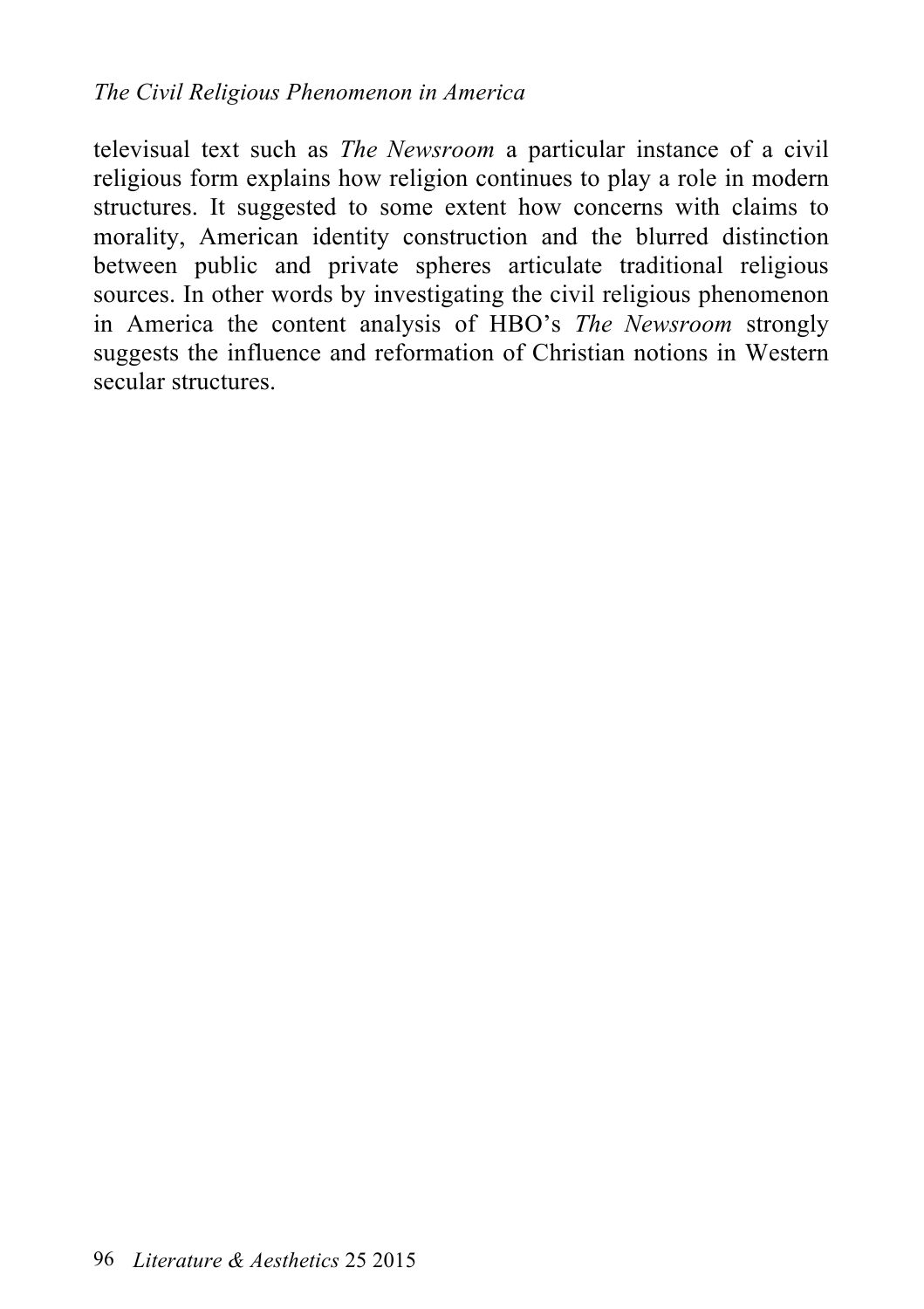televisual text such as *The Newsroom* a particular instance of a civil religious form explains how religion continues to play a role in modern structures. It suggested to some extent how concerns with claims to morality, American identity construction and the blurred distinction between public and private spheres articulate traditional religious sources. In other words by investigating the civil religious phenomenon in America the content analysis of HBO's *The Newsroom* strongly suggests the influence and reformation of Christian notions in Western secular structures.